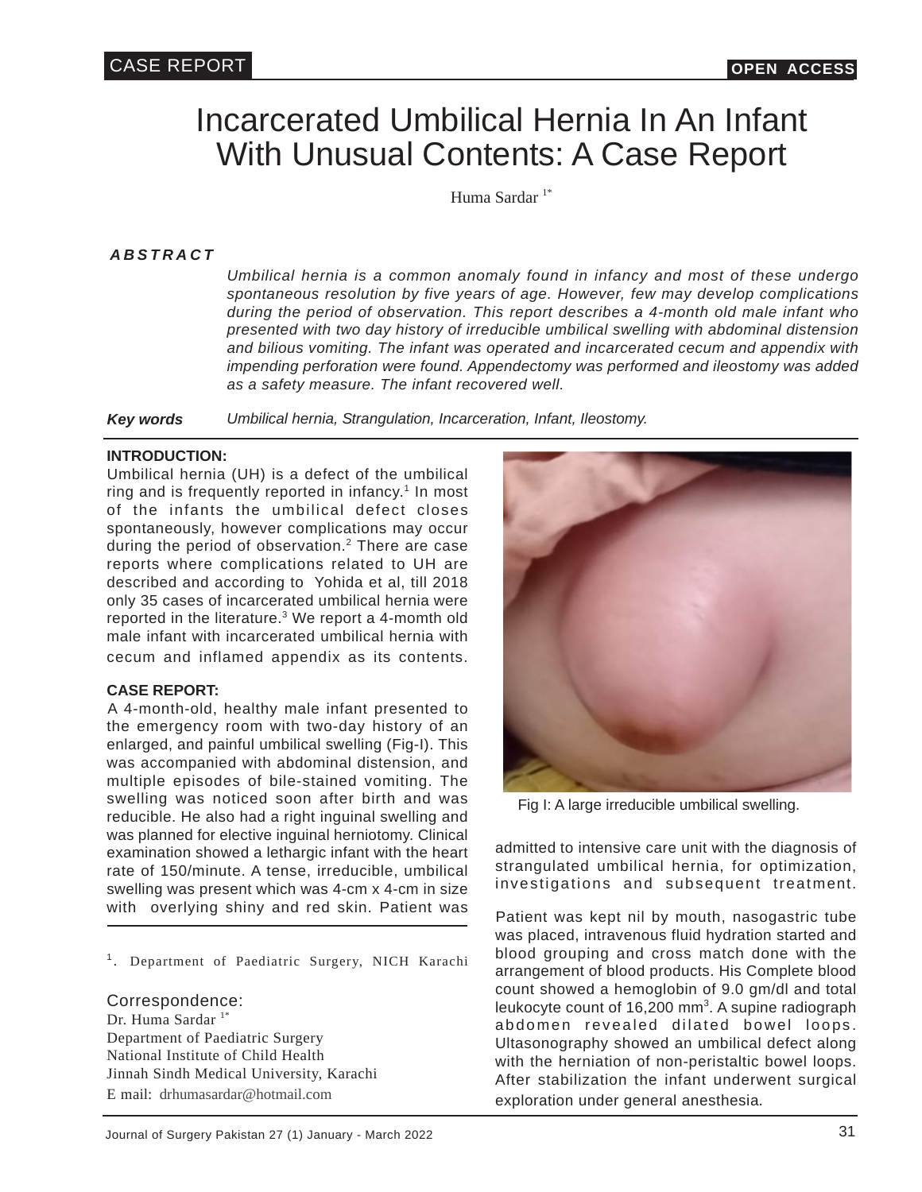CASE REPORT

OPEN ACCESS

# Incarcerated Umbilical Hernia In An Infant With Unusual Contents: A Case Report

Huma Sardar [1*]

### *ABSTRACT*

*Umbilical hernia is a common anomaly found in infancy and most of these undergo spontaneous resolution by five years of age. However, few may develop complications during the period of observation. This report describes a 4-month old male infant who presented with two day history of irreducible umbilical swelling with abdominal distension and bilious vomiting. The infant was operated and incarcerated cecum and appendix with impending perforation were found. Appendectomy was performed and ileostomy was added as a safety measure. The infant recovered well.*

***Key words*** *Umbilical hernia, Strangulation, Incarceration, Infant, Ileostomy.*

## INTRODUCTION:

Umbilical hernia (UH) is a defect of the umbilical ring and is frequently reported in infancy.[1] In most of the infants the umbilical defect closes spontaneously, however complications may occur during the period of observation.[2] There are case reports where complications related to UH are described and according to Yohida et al, till 2018 only 35 cases of incarcerated umbilical hernia were reported in the literature.[3] We report a 4-momth old male infant with incarcerated umbilical hernia with cecum and inflamed appendix as its contents.

## CASE REPORT:

A 4-month-old, healthy male infant presented to the emergency room with two-day history of an enlarged, and painful umbilical swelling (Fig-I). This was accompanied with abdominal distension, and multiple episodes of bile-stained vomiting. The swelling was noticed soon after birth and was reducible. He also had a right inguinal swelling and was planned for elective inguinal herniotomy. Clinical examination showed a lethargic infant with the heart rate of 150/minute. A tense, irreducible, umbilical swelling was present which was 4-cm x 4-cm in size with overlying shiny and red skin. Patient was admitted to intensive care unit with the diagnosis of strangulated umbilical hernia, for optimization, investigations and subsequent treatment.

Fig I: A large irreducible umbilical swelling.

Patient was kept nil by mouth, nasogastric tube was placed, intravenous fluid hydration started and blood grouping and cross match done with the arrangement of blood products. His Complete blood count showed a hemoglobin of 9.0 gm/dl and total leukocyte count of 16,200 $mm^3$. A supine radiograph abdomen revealed dilated bowel loops. Ultasonography showed an umbilical defect along with the herniation of non-peristaltic bowel loops. After stabilization the infant underwent surgical exploration under general anesthesia.

[1]. Department of Paediatric Surgery, NICH Karachi

Correspondence:
Dr. Huma Sardar [1*]
Department of Paediatric Surgery
National Institute of Child Health
Jinnah Sindh Medical University, Karachi
E mail: drhumasardar@hotmail.com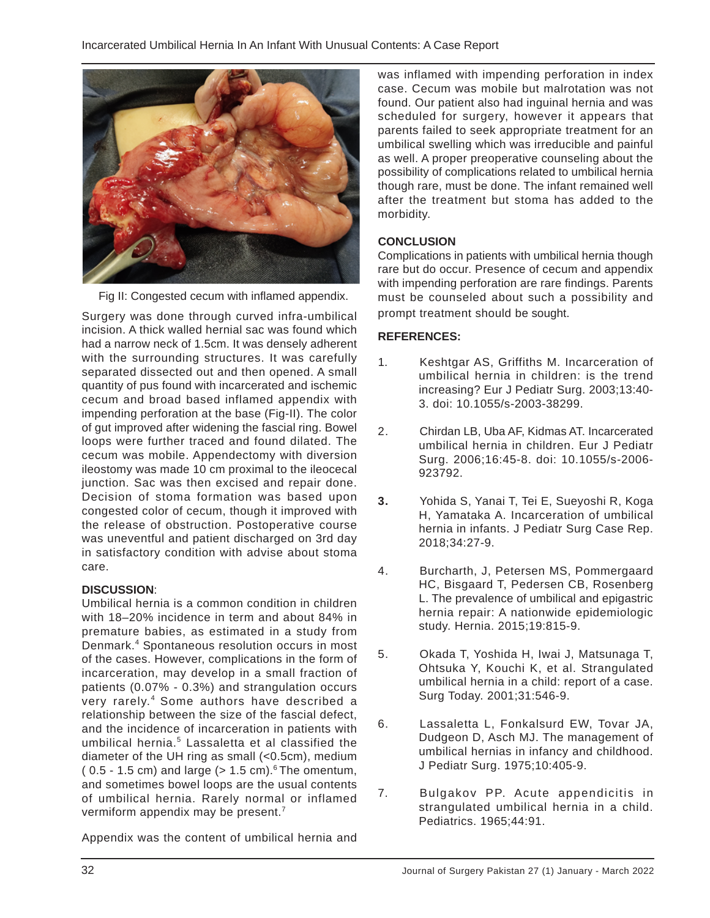Fig II: Congested cecum with inflamed appendix.

Surgery was done through curved infra-umbilical incision. A thick walled hernial sac was found which had a narrow neck of 1.5cm. It was densely adherent with the surrounding structures. It was carefully separated dissected out and then opened. A small quantity of pus found with incarcerated and ischemic cecum and broad based inflamed appendix with impending perforation at the base (Fig-II). The color of gut improved after widening the fascial ring. Bowel loops were further traced and found dilated. The cecum was mobile. Appendectomy with diversion ileostomy was made 10 cm proximal to the ileocecal junction. Sac was then excised and repair done. Decision of stoma formation was based upon congested color of cecum, though it improved with the release of obstruction. Postoperative course was uneventful and patient discharged on 3rd day in satisfactory condition with advise about stoma care.

## DISCUSSION:

Umbilical hernia is a common condition in children with 18–20% incidence in term and about 84% in premature babies, as estimated in a study from Denmark.[4] Spontaneous resolution occurs in most of the cases. However, complications in the form of incarceration, may develop in a small fraction of patients (0.07% - 0.3%) and strangulation occurs very rarely.[4] Some authors have described a relationship between the size of the fascial defect, and the incidence of incarceration in patients with umbilical hernia.[5] Lassaletta et al classified the diameter of the UH ring as small (<0.5cm), medium ( 0.5 - 1.5 cm) and large (> 1.5 cm).[6] The omentum, and sometimes bowel loops are the usual contents of umbilical hernia. Rarely normal or inflamed vermiform appendix may be present.[7]

Appendix was the content of umbilical hernia and was inflamed with impending perforation in index case. Cecum was mobile but malrotation was not found. Our patient also had inguinal hernia and was scheduled for surgery, however it appears that parents failed to seek appropriate treatment for an umbilical swelling which was irreducible and painful as well. A proper preoperative counseling about the possibility of complications related to umbilical hernia though rare, must be done. The infant remained well after the treatment but stoma has added to the morbidity.

## CONCLUSION

Complications in patients with umbilical hernia though rare but do occur. Presence of cecum and appendix with impending perforation are rare findings. Parents must be counseled about such a possibility and prompt treatment should be sought.

## REFERENCES:

1. Keshtgar AS, Griffiths M. Incarceration of umbilical hernia in children: is the trend increasing? Eur J Pediatr Surg. 2003;13:40-3. doi: 10.1055/s-2003-38299.
2. Chirdan LB, Uba AF, Kidmas AT. Incarcerated umbilical hernia in children. Eur J Pediatr Surg. 2006;16:45-8. doi: 10.1055/s-2006-923792.
3. Yohida S, Yanai T, Tei E, Sueyoshi R, Koga H, Yamataka A. Incarceration of umbilical hernia in infants. J Pediatr Surg Case Rep. 2018;34:27-9.
4. Burcharth, J, Petersen MS, Pommergaard HC, Bisgaard T, Pedersen CB, Rosenberg L. The prevalence of umbilical and epigastric hernia repair: A nationwide epidemiologic study. Hernia. 2015;19:815-9.
5. Okada T, Yoshida H, Iwai J, Matsunaga T, Ohtsuka Y, Kouchi K, et al. Strangulated umbilical hernia in a child: report of a case. Surg Today. 2001;31:546-9.
6. Lassaletta L, Fonkalsurd EW, Tovar JA, Dudgeon D, Asch MJ. The management of umbilical hernias in infancy and childhood. J Pediatr Surg. 1975;10:405-9.
7. Bulgakov PP. Acute appendicitis in strangulated umbilical hernia in a child. Pediatrics. 1965;44:91.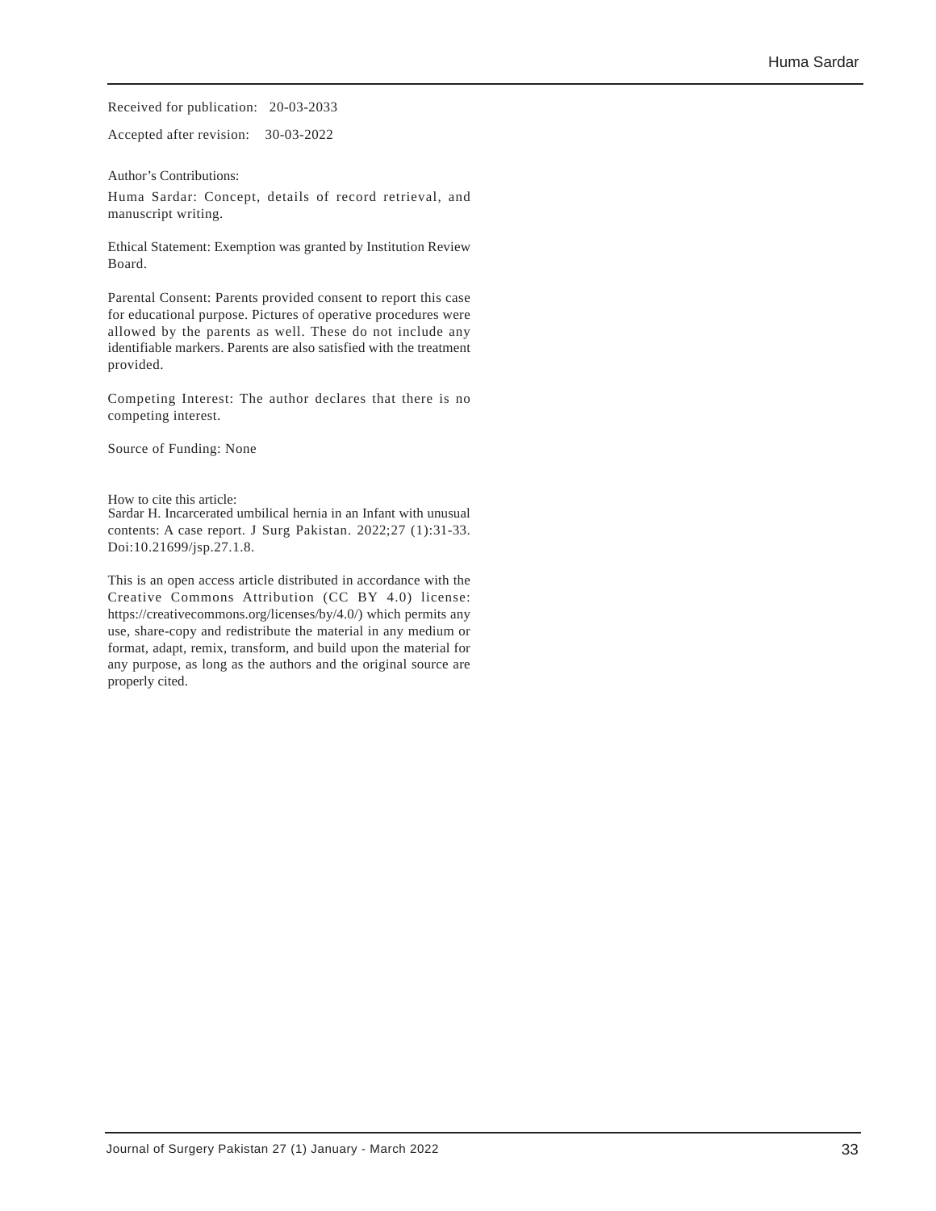Received for publication: 20-03-2033

Accepted after revision: 30-03-2022

Author's Contributions:

Huma Sardar: Concept, details of record retrieval, and manuscript writing.

Ethical Statement: Exemption was granted by Institution Review Board.

Parental Consent: Parents provided consent to report this case for educational purpose. Pictures of operative procedures were allowed by the parents as well. These do not include any identifiable markers. Parents are also satisfied with the treatment provided.

Competing Interest: The author declares that there is no competing interest.

Source of Funding: None

How to cite this article:
Sardar H. Incarcerated umbilical hernia in an Infant with unusual contents: A case report. J Surg Pakistan. 2022;27 (1):31-33. Doi:10.21699/jsp.27.1.8.

This is an open access article distributed in accordance with the Creative Commons Attribution (CC BY 4.0) license: https://creativecommons.org/licenses/by/4.0/) which permits any use, share-copy and redistribute the material in any medium or format, adapt, remix, transform, and build upon the material for any purpose, as long as the authors and the original source are properly cited.